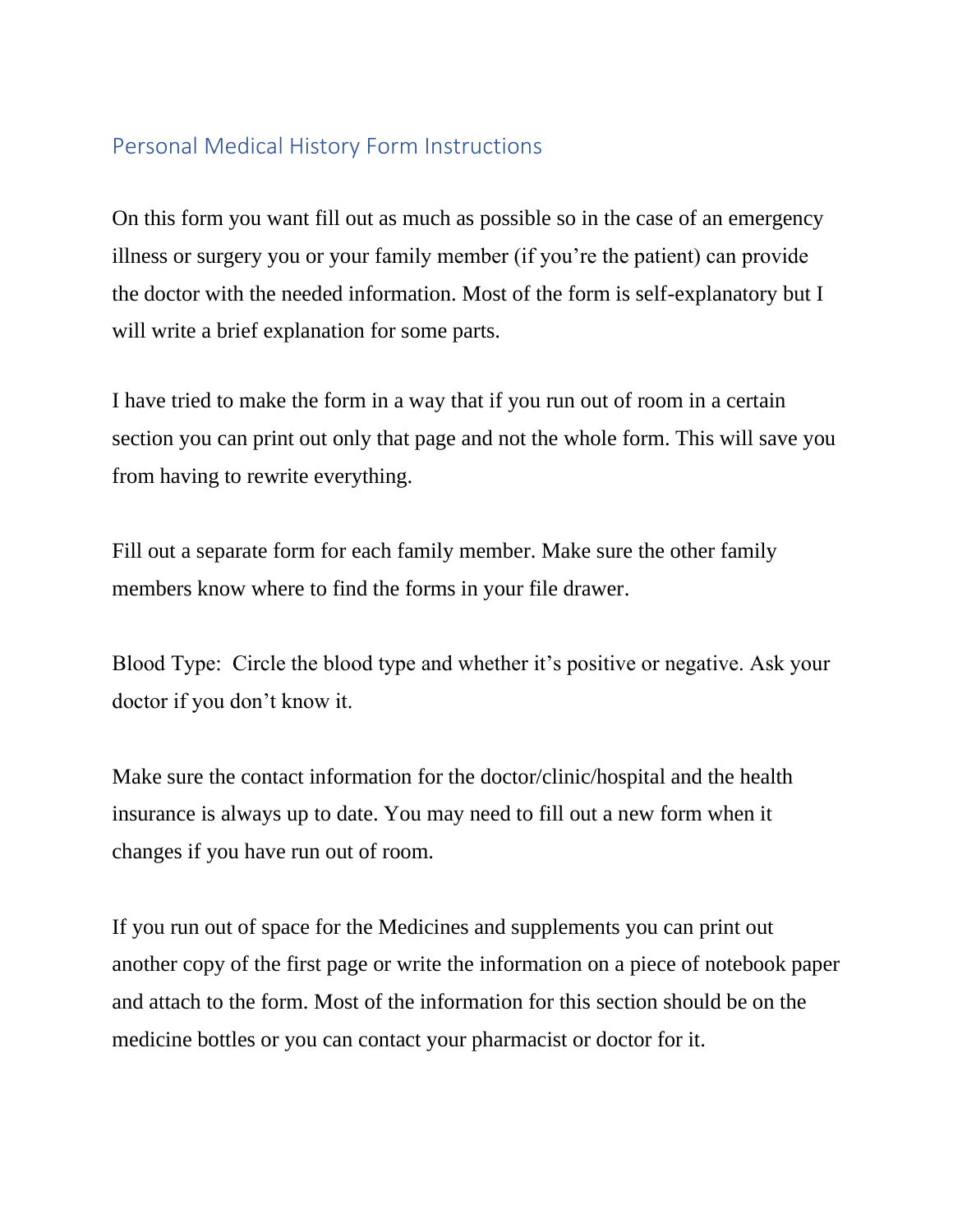## Personal Medical History Form Instructions

On this form you want fill out as much as possible so in the case of an emergency illness or surgery you or your family member (if you're the patient) can provide the doctor with the needed information. Most of the form is self-explanatory but I will write a brief explanation for some parts.

I have tried to make the form in a way that if you run out of room in a certain section you can print out only that page and not the whole form. This will save you from having to rewrite everything.

Fill out a separate form for each family member. Make sure the other family members know where to find the forms in your file drawer.

Blood Type: Circle the blood type and whether it's positive or negative. Ask your doctor if you don't know it.

Make sure the contact information for the doctor/clinic/hospital and the health insurance is always up to date. You may need to fill out a new form when it changes if you have run out of room.

If you run out of space for the Medicines and supplements you can print out another copy of the first page or write the information on a piece of notebook paper and attach to the form. Most of the information for this section should be on the medicine bottles or you can contact your pharmacist or doctor for it.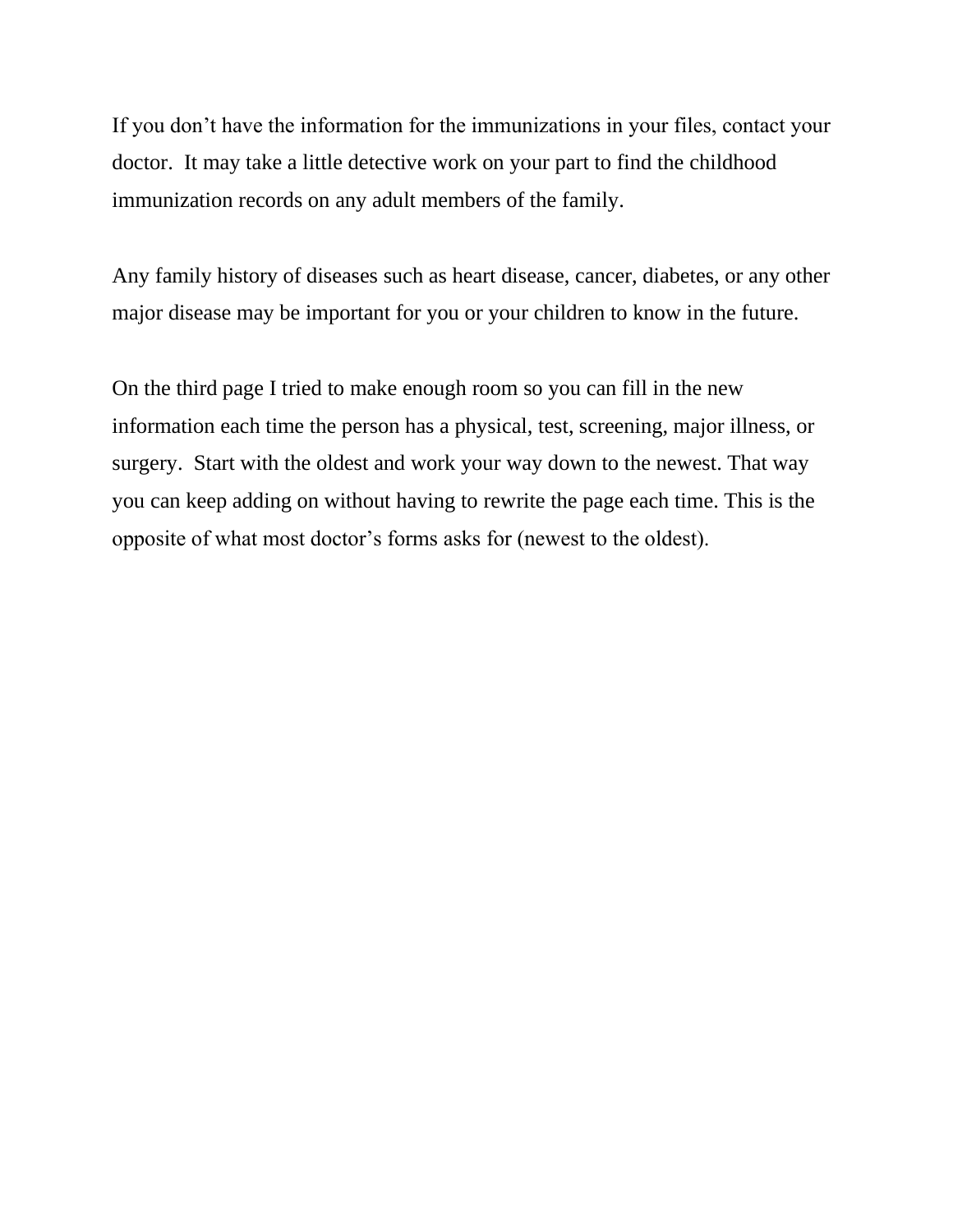If you don't have the information for the immunizations in your files, contact your doctor.  It may take a little detective work on your part to find the childhood immunization records on any adult members of the family.

Any family history of diseases such as heart disease, cancer, diabetes, or any other major disease may be important for you or your children to know in the future.

On the third page I tried to make enough room so you can fill in the new information each time the person has a physical, test, screening, major illness, or surgery.  Start with the oldest and work your way down to the newest. That way you can keep adding on without having to rewrite the page each time. This is the opposite of what most doctor's forms asks for (newest to the oldest).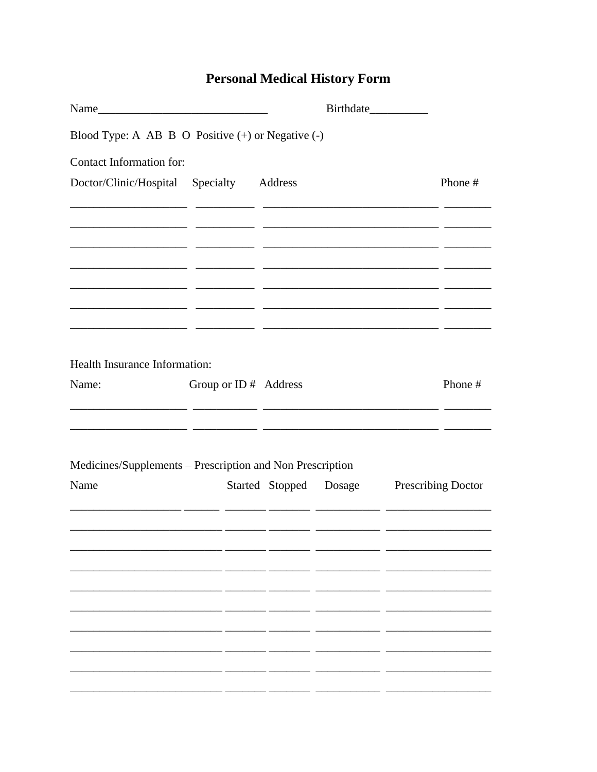# Personal Medical History Form

Name_____________________________ Birthdate__________

Blood Type: A AB B O Positive (+) or Negative (-)

Contact Information for:

| Doctor/Clinic/Hospital | Specialty | Address | Phone # |
| --- | --- | --- | --- |
| | | | |
| | | | |
| | | | |
| | | | |
| | | | |
| | | | |
| | | | |

Health Insurance Information:

| Name: | Group or ID # | Address | Phone # |
| --- | --- | --- | --- |
| | | | |
| | | | |

Medicines/Supplements – Prescription and Non Prescription

| Name | Started | Stopped | Dosage | Prescribing Doctor |
| --- | --- | --- | --- | --- |
| | | | | |
| | | | | |
| | | | | |
| | | | | |
| | | | | |
| | | | | |
| | | | | |
| | | | | |
| | | | | |
| | | | | |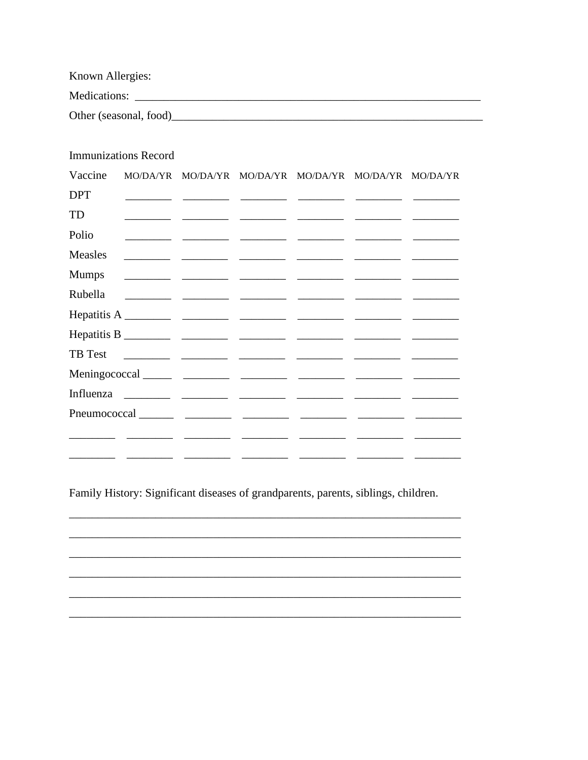Known Allergies:

Medications: ______________________________________________________________

Other (seasonal, food)______________________________________________________

Immunizations Record

| Vaccine | MO/DA/YR | MO/DA/YR | MO/DA/YR | MO/DA/YR | MO/DA/YR | MO/DA/YR |
|---|---|---|---|---|---|---|
| DPT | ________ | ________ | ________ | ________ | ________ | ________ |
| TD | ________ | ________ | ________ | ________ | ________ | ________ |
| Polio | ________ | ________ | ________ | ________ | ________ | ________ |
| Measles | ________ | ________ | ________ | ________ | ________ | ________ |
| Mumps | ________ | ________ | ________ | ________ | ________ | ________ |
| Rubella | ________ | ________ | ________ | ________ | ________ | ________ |
| Hepatitis A | ________ | ________ | ________ | ________ | ________ | ________ |
| Hepatitis B | ________ | ________ | ________ | ________ | ________ | ________ |
| TB Test | ________ | ________ | ________ | ________ | ________ | ________ |
| Meningococcal | _____ | ________ | ________ | ________ | ________ | ________ |
| Influenza | ________ | ________ | ________ | ________ | ________ | ________ |
| Pneumococcal | ______ | ________ | ________ | ________ | ________ | ________ |
| ________ | ________ | ________ | ________ | ________ | ________ | ________ |
| ________ | ________ | ________ | ________ | ________ | ________ | ________ |

Family History: Significant diseases of grandparents, parents, siblings, children.

______________________________________________________________________

______________________________________________________________________

______________________________________________________________________

______________________________________________________________________

______________________________________________________________________

______________________________________________________________________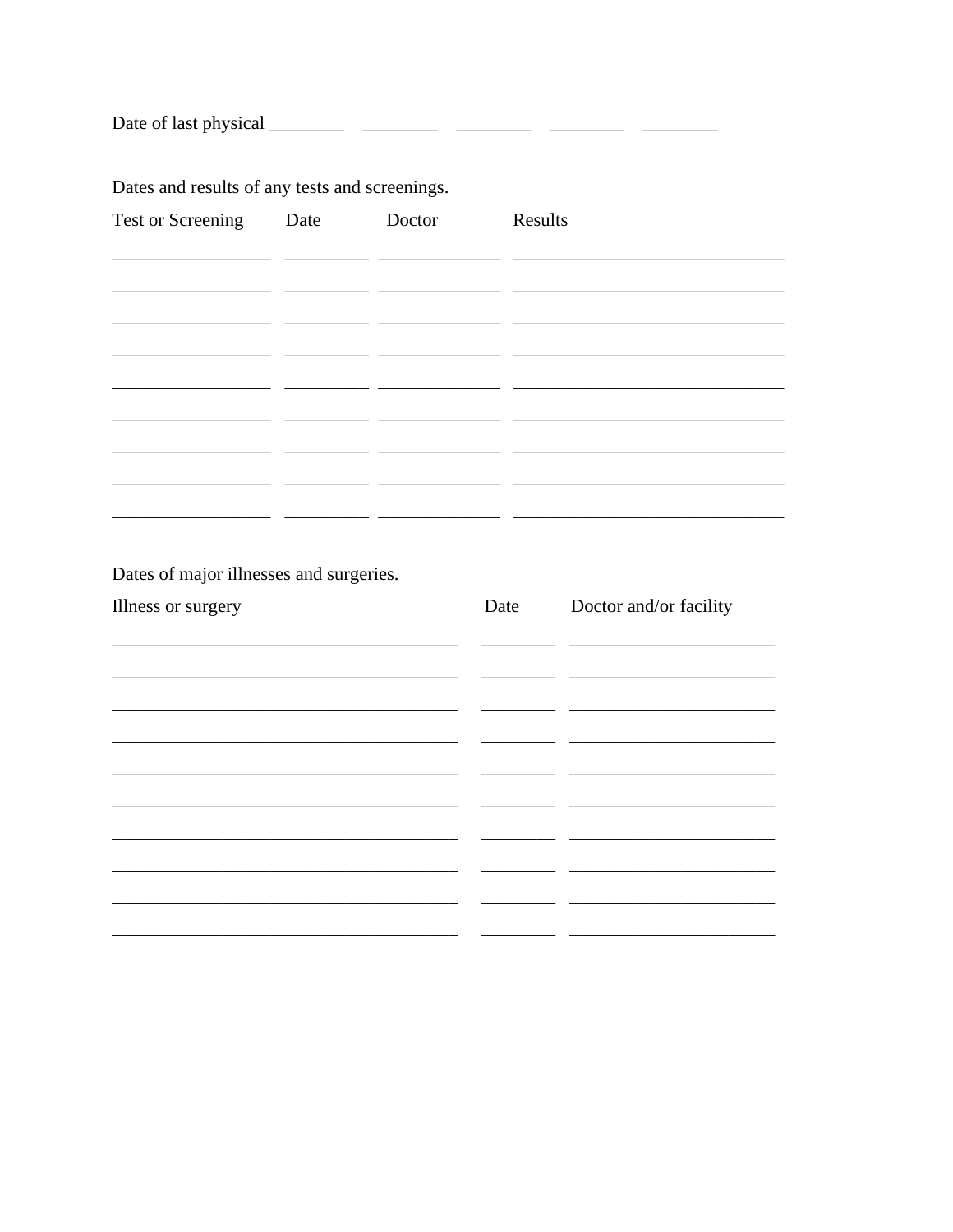Date of last physical ________ ________ ________ ________ ________

Dates and results of any tests and screenings.

| Test or Screening | Date | Doctor | Results |
|---|---|---|---|
| | | | |
| | | | |
| | | | |
| | | | |
| | | | |
| | | | |
| | | | |
| | | | |
| | | | |

Dates of major illnesses and surgeries.

| Illness or surgery | Date | Doctor and/or facility |
|---|---|---|
| | | |
| | | |
| | | |
| | | |
| | | |
| | | |
| | | |
| | | |
| | | |
| | | |